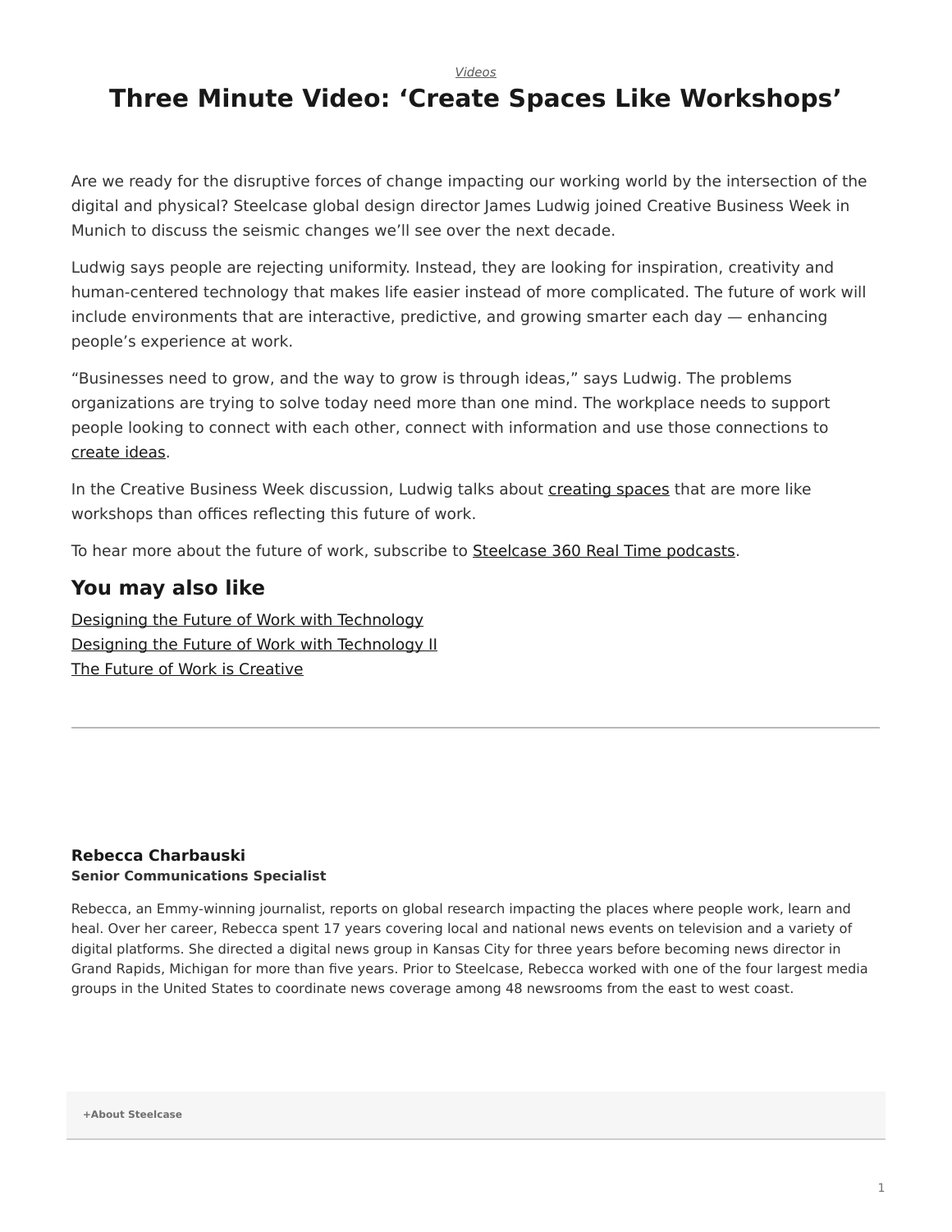*Videos*

# Three Minute Video: 'Create Spaces Like Workshops'

Are we ready for the disruptive forces of change impacting our working world by the intersection of the digital and physical? Steelcase global design director James Ludwig joined Creative Business Week in Munich to discuss the seismic changes we'll see over the next decade.

Ludwig says people are rejecting uniformity. Instead, they are looking for inspiration, creativity and human-centered technology that makes life easier instead of more complicated. The future of work will include environments that are interactive, predictive, and growing smarter each day — enhancing people's experience at work.

"Businesses need to grow, and the way to grow is through ideas," says Ludwig. The problems organizations are trying to solve today need more than one mind. The workplace needs to support people looking to connect with each other, connect with information and use those connections to create ideas.

In the Creative Business Week discussion, Ludwig talks about creating spaces that are more like workshops than offices reflecting this future of work.

To hear more about the future of work, subscribe to Steelcase 360 Real Time podcasts.

## You may also like

Designing the Future of Work with Technology
Designing the Future of Work with Technology II
The Future of Work is Creative

---

**Rebecca Charbauski**
**Senior Communications Specialist**

Rebecca, an Emmy-winning journalist, reports on global research impacting the places where people work, learn and heal. Over her career, Rebecca spent 17 years covering local and national news events on television and a variety of digital platforms. She directed a digital news group in Kansas City for three years before becoming news director in Grand Rapids, Michigan for more than five years. Prior to Steelcase, Rebecca worked with one of the four largest media groups in the United States to coordinate news coverage among 48 newsrooms from the east to west coast.

**+About Steelcase**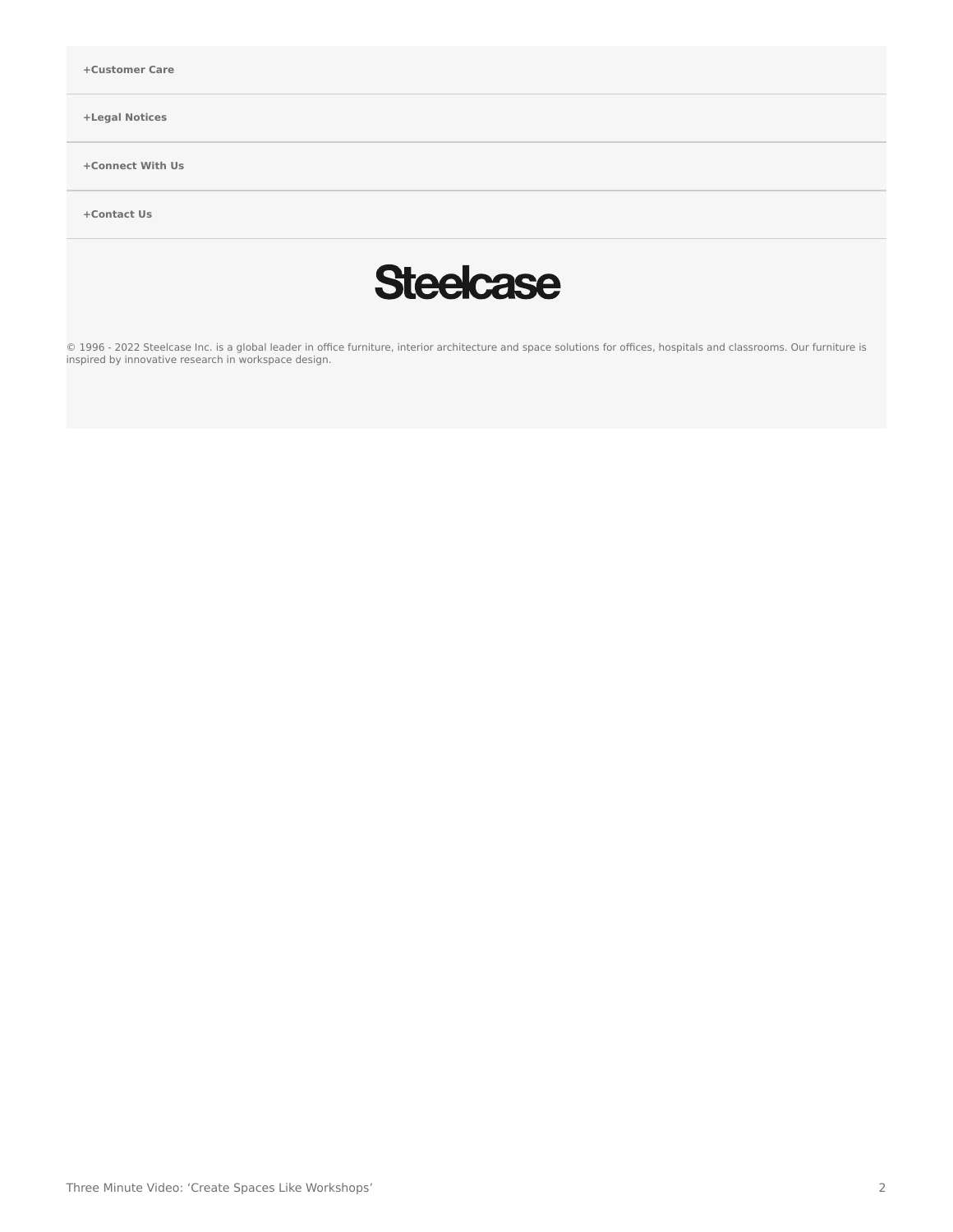**+Customer Care**

**+Legal Notices**

**+Connect With Us**

**+Contact Us**

Steelcase

© 1996 - 2022 Steelcase Inc. is a global leader in office furniture, interior architecture and space solutions for offices, hospitals and classrooms. Our furniture is inspired by innovative research in workspace design.